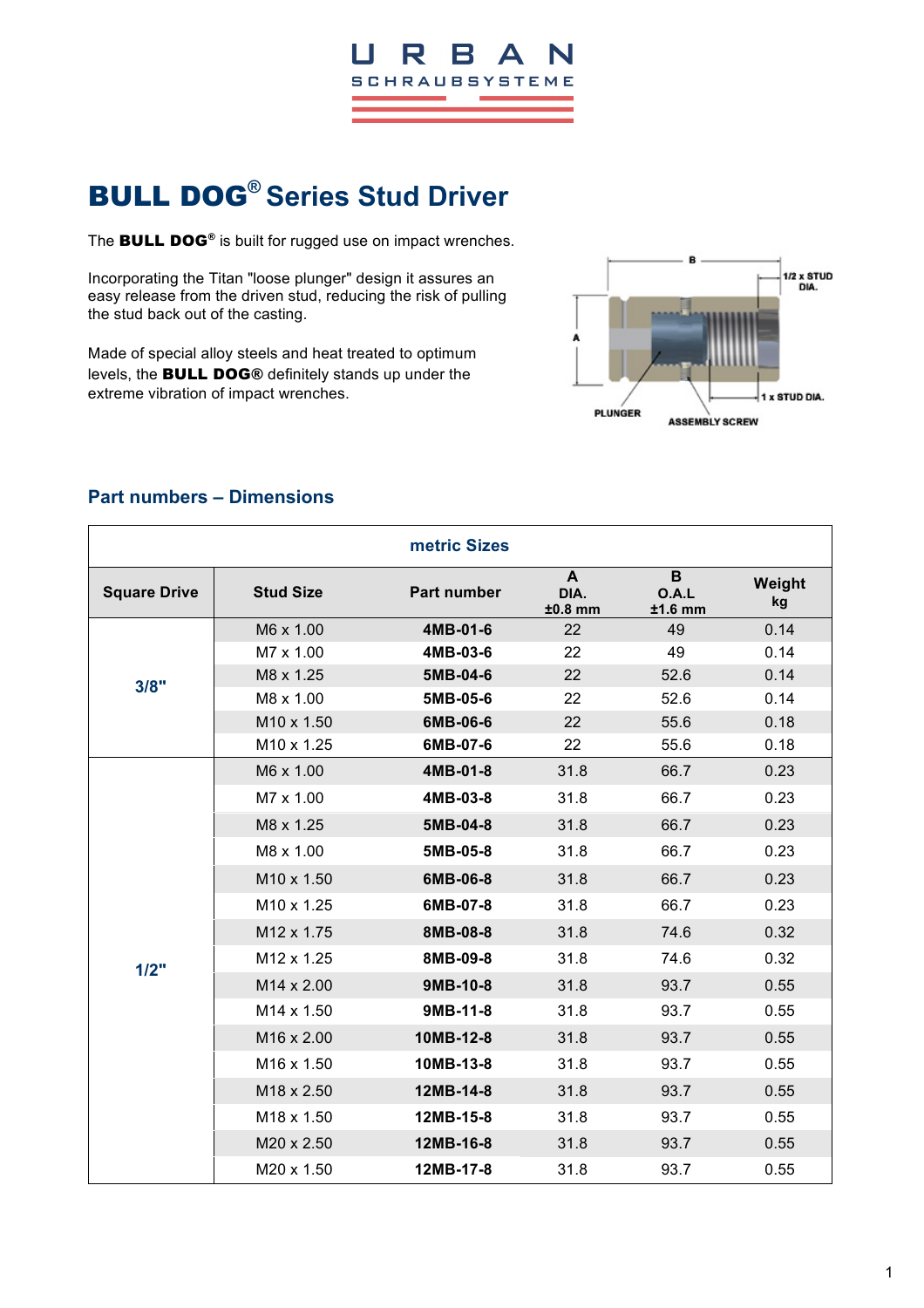URBAN SCHRAUBSYSTEME

# BULL DOG® Series Stud Driver

The **BULL DOG®** is built for rugged use on impact wrenches.

Incorporating the Titan "loose plunger" design it assures an easy release from the driven stud, reducing the risk of pulling the stud back out of the casting.

Made of special alloy steels and heat treated to optimum levels, the **BULL DOG®** definitely stands up under the extreme vibration of impact wrenches.

B

1/2 x STUD DIA.

A

1 x STUD DIA.

PLUNGER

ASSEMBLY SCREW

## Part numbers – Dimensions

| metric Sizes | | | | | |
|---|---|---|---|---|---|
| **Square Drive** | **Stud Size** | **Part number** | **A DIA. ±0.8 mm** | **B O.A.L ±1.6 mm** | **Weight kg** |
| **3/8"** | M6 x 1.00 | **4MB-01-6** | 22 | 49 | 0.14 |
| | M7 x 1.00 | **4MB-03-6** | 22 | 49 | 0.14 |
| | M8 x 1.25 | **5MB-04-6** | 22 | 52.6 | 0.14 |
| | M8 x 1.00 | **5MB-05-6** | 22 | 52.6 | 0.14 |
| | M10 x 1.50 | **6MB-06-6** | 22 | 55.6 | 0.18 |
| | M10 x 1.25 | **6MB-07-6** | 22 | 55.6 | 0.18 |
| **1/2"** | M6 x 1.00 | **4MB-01-8** | 31.8 | 66.7 | 0.23 |
| | M7 x 1.00 | **4MB-03-8** | 31.8 | 66.7 | 0.23 |
| | M8 x 1.25 | **5MB-04-8** | 31.8 | 66.7 | 0.23 |
| | M8 x 1.00 | **5MB-05-8** | 31.8 | 66.7 | 0.23 |
| | M10 x 1.50 | **6MB-06-8** | 31.8 | 66.7 | 0.23 |
| | M10 x 1.25 | **6MB-07-8** | 31.8 | 66.7 | 0.23 |
| | M12 x 1.75 | **8MB-08-8** | 31.8 | 74.6 | 0.32 |
| | M12 x 1.25 | **8MB-09-8** | 31.8 | 74.6 | 0.32 |
| | M14 x 2.00 | **9MB-10-8** | 31.8 | 93.7 | 0.55 |
| | M14 x 1.50 | **9MB-11-8** | 31.8 | 93.7 | 0.55 |
| | M16 x 2.00 | **10MB-12-8** | 31.8 | 93.7 | 0.55 |
| | M16 x 1.50 | **10MB-13-8** | 31.8 | 93.7 | 0.55 |
| | M18 x 2.50 | **12MB-14-8** | 31.8 | 93.7 | 0.55 |
| | M18 x 1.50 | **12MB-15-8** | 31.8 | 93.7 | 0.55 |
| | M20 x 2.50 | **12MB-16-8** | 31.8 | 93.7 | 0.55 |
| | M20 x 1.50 | **12MB-17-8** | 31.8 | 93.7 | 0.55 |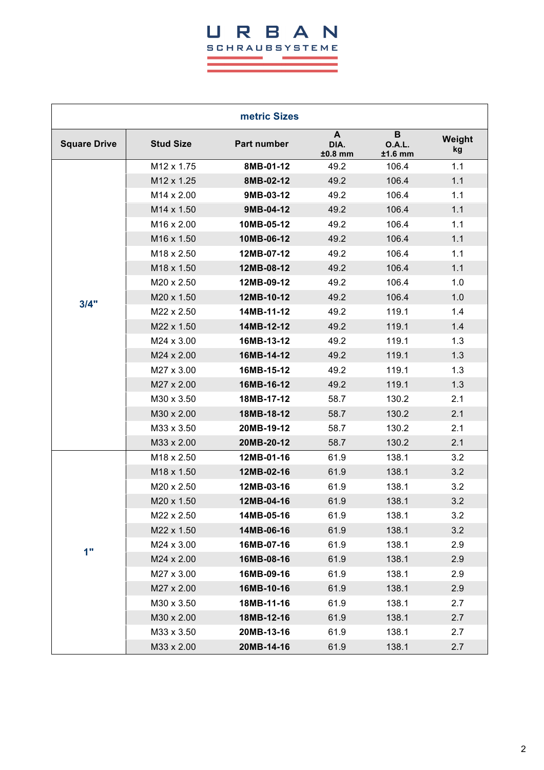# URBAN

SCHRAUBSYSTEME

| metric Sizes | | | | | |
|---|---|---|---|---|---|
| **Square Drive** | **Stud Size** | **Part number** | **A DIA. ±0.8 mm** | **B O.A.L. ±1.6 mm** | **Weight kg** |
| **3/4"** | M12 x 1.75 | **8MB-01-12** | 49.2 | 106.4 | 1.1 |
| | M12 x 1.25 | **8MB-02-12** | 49.2 | 106.4 | 1.1 |
| | M14 x 2.00 | **9MB-03-12** | 49.2 | 106.4 | 1.1 |
| | M14 x 1.50 | **9MB-04-12** | 49.2 | 106.4 | 1.1 |
| | M16 x 2.00 | **10MB-05-12** | 49.2 | 106.4 | 1.1 |
| | M16 x 1.50 | **10MB-06-12** | 49.2 | 106.4 | 1.1 |
| | M18 x 2.50 | **12MB-07-12** | 49.2 | 106.4 | 1.1 |
| | M18 x 1.50 | **12MB-08-12** | 49.2 | 106.4 | 1.1 |
| | M20 x 2.50 | **12MB-09-12** | 49.2 | 106.4 | 1.0 |
| | M20 x 1.50 | **12MB-10-12** | 49.2 | 106.4 | 1.0 |
| | M22 x 2.50 | **14MB-11-12** | 49.2 | 119.1 | 1.4 |
| | M22 x 1.50 | **14MB-12-12** | 49.2 | 119.1 | 1.4 |
| | M24 x 3.00 | **16MB-13-12** | 49.2 | 119.1 | 1.3 |
| | M24 x 2.00 | **16MB-14-12** | 49.2 | 119.1 | 1.3 |
| | M27 x 3.00 | **16MB-15-12** | 49.2 | 119.1 | 1.3 |
| | M27 x 2.00 | **16MB-16-12** | 49.2 | 119.1 | 1.3 |
| | M30 x 3.50 | **18MB-17-12** | 58.7 | 130.2 | 2.1 |
| | M30 x 2.00 | **18MB-18-12** | 58.7 | 130.2 | 2.1 |
| | M33 x 3.50 | **20MB-19-12** | 58.7 | 130.2 | 2.1 |
| | M33 x 2.00 | **20MB-20-12** | 58.7 | 130.2 | 2.1 |
| **1"** | M18 x 2.50 | **12MB-01-16** | 61.9 | 138.1 | 3.2 |
| | M18 x 1.50 | **12MB-02-16** | 61.9 | 138.1 | 3.2 |
| | M20 x 2.50 | **12MB-03-16** | 61.9 | 138.1 | 3.2 |
| | M20 x 1.50 | **12MB-04-16** | 61.9 | 138.1 | 3.2 |
| | M22 x 2.50 | **14MB-05-16** | 61.9 | 138.1 | 3.2 |
| | M22 x 1.50 | **14MB-06-16** | 61.9 | 138.1 | 3.2 |
| | M24 x 3.00 | **16MB-07-16** | 61.9 | 138.1 | 2.9 |
| | M24 x 2.00 | **16MB-08-16** | 61.9 | 138.1 | 2.9 |
| | M27 x 3.00 | **16MB-09-16** | 61.9 | 138.1 | 2.9 |
| | M27 x 2.00 | **16MB-10-16** | 61.9 | 138.1 | 2.9 |
| | M30 x 3.50 | **18MB-11-16** | 61.9 | 138.1 | 2.7 |
| | M30 x 2.00 | **18MB-12-16** | 61.9 | 138.1 | 2.7 |
| | M33 x 3.50 | **20MB-13-16** | 61.9 | 138.1 | 2.7 |
| | M33 x 2.00 | **20MB-14-16** | 61.9 | 138.1 | 2.7 |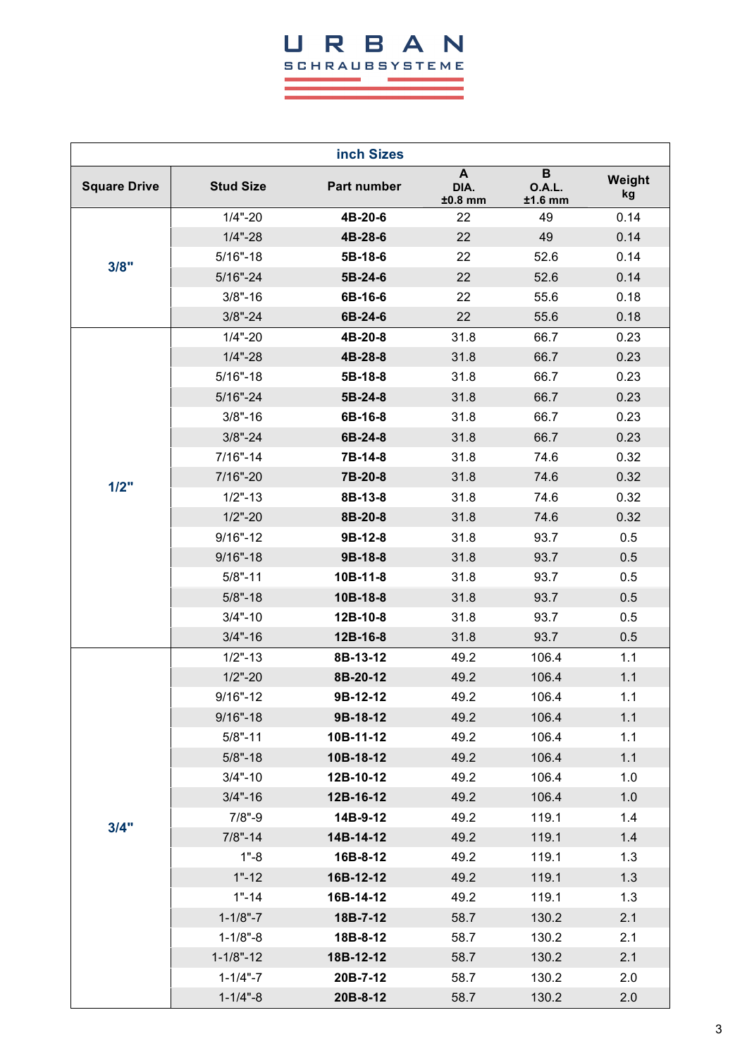URBAN
SCHRAUBSYSTEME

| inch Sizes | | | | | |
|---|---|---|---|---|---|
| **Square Drive** | **Stud Size** | **Part number** | **A DIA. ±0.8 mm** | **B O.A.L. ±1.6 mm** | **Weight kg** |
| **3/8"** | 1/4"-20 | **4B-20-6** | 22 | 49 | 0.14 |
| | 1/4"-28 | **4B-28-6** | 22 | 49 | 0.14 |
| | 5/16"-18 | **5B-18-6** | 22 | 52.6 | 0.14 |
| | 5/16"-24 | **5B-24-6** | 22 | 52.6 | 0.14 |
| | 3/8"-16 | **6B-16-6** | 22 | 55.6 | 0.18 |
| | 3/8"-24 | **6B-24-6** | 22 | 55.6 | 0.18 |
| **1/2"** | 1/4"-20 | **4B-20-8** | 31.8 | 66.7 | 0.23 |
| | 1/4"-28 | **4B-28-8** | 31.8 | 66.7 | 0.23 |
| | 5/16"-18 | **5B-18-8** | 31.8 | 66.7 | 0.23 |
| | 5/16"-24 | **5B-24-8** | 31.8 | 66.7 | 0.23 |
| | 3/8"-16 | **6B-16-8** | 31.8 | 66.7 | 0.23 |
| | 3/8"-24 | **6B-24-8** | 31.8 | 66.7 | 0.23 |
| | 7/16"-14 | **7B-14-8** | 31.8 | 74.6 | 0.32 |
| | 7/16"-20 | **7B-20-8** | 31.8 | 74.6 | 0.32 |
| | 1/2"-13 | **8B-13-8** | 31.8 | 74.6 | 0.32 |
| | 1/2"-20 | **8B-20-8** | 31.8 | 74.6 | 0.32 |
| | 9/16"-12 | **9B-12-8** | 31.8 | 93.7 | 0.5 |
| | 9/16"-18 | **9B-18-8** | 31.8 | 93.7 | 0.5 |
| | 5/8"-11 | **10B-11-8** | 31.8 | 93.7 | 0.5 |
| | 5/8"-18 | **10B-18-8** | 31.8 | 93.7 | 0.5 |
| | 3/4"-10 | **12B-10-8** | 31.8 | 93.7 | 0.5 |
| | 3/4"-16 | **12B-16-8** | 31.8 | 93.7 | 0.5 |
| **3/4"** | 1/2"-13 | **8B-13-12** | 49.2 | 106.4 | 1.1 |
| | 1/2"-20 | **8B-20-12** | 49.2 | 106.4 | 1.1 |
| | 9/16"-12 | **9B-12-12** | 49.2 | 106.4 | 1.1 |
| | 9/16"-18 | **9B-18-12** | 49.2 | 106.4 | 1.1 |
| | 5/8"-11 | **10B-11-12** | 49.2 | 106.4 | 1.1 |
| | 5/8"-18 | **10B-18-12** | 49.2 | 106.4 | 1.1 |
| | 3/4"-10 | **12B-10-12** | 49.2 | 106.4 | 1.0 |
| | 3/4"-16 | **12B-16-12** | 49.2 | 106.4 | 1.0 |
| | 7/8"-9 | **14B-9-12** | 49.2 | 119.1 | 1.4 |
| | 7/8"-14 | **14B-14-12** | 49.2 | 119.1 | 1.4 |
| | 1"-8 | **16B-8-12** | 49.2 | 119.1 | 1.3 |
| | 1"-12 | **16B-12-12** | 49.2 | 119.1 | 1.3 |
| | 1"-14 | **16B-14-12** | 49.2 | 119.1 | 1.3 |
| | 1-1/8"-7 | **18B-7-12** | 58.7 | 130.2 | 2.1 |
| | 1-1/8"-8 | **18B-8-12** | 58.7 | 130.2 | 2.1 |
| | 1-1/8"-12 | **18B-12-12** | 58.7 | 130.2 | 2.1 |
| | 1-1/4"-7 | **20B-7-12** | 58.7 | 130.2 | 2.0 |
| | 1-1/4"-8 | **20B-8-12** | 58.7 | 130.2 | 2.0 |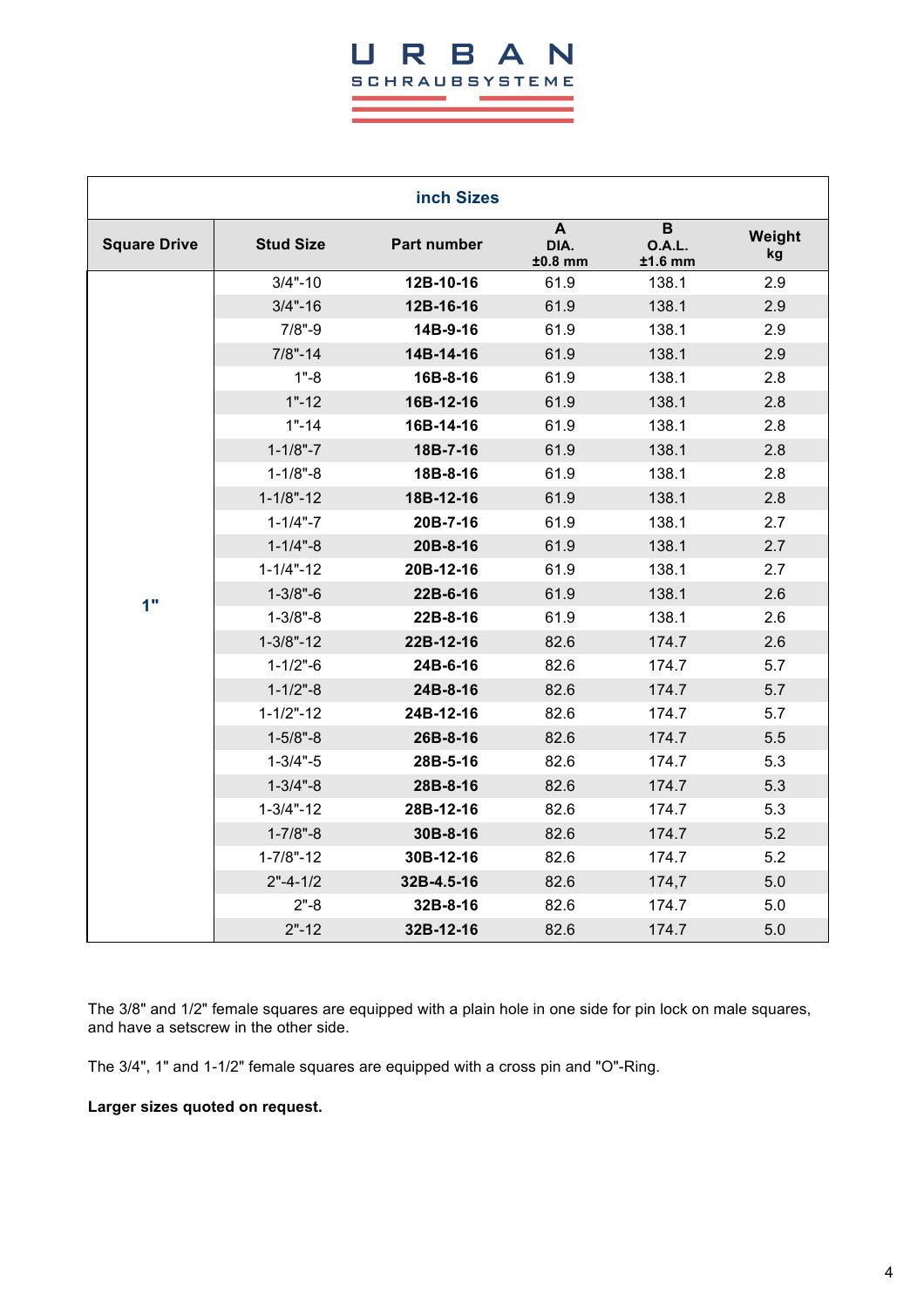**URBAN**
SCHRAUBSYSTEME

| inch Sizes | | | | | |
|---|---|---|---|---|---|
| **Square Drive** | **Stud Size** | **Part number** | **A DIA. ±0.8 mm** | **B O.A.L. ±1.6 mm** | **Weight kg** |
| **1"** | 3/4"-10 | **12B-10-16** | 61.9 | 138.1 | 2.9 |
| | 3/4"-16 | **12B-16-16** | 61.9 | 138.1 | 2.9 |
| | 7/8"-9 | **14B-9-16** | 61.9 | 138.1 | 2.9 |
| | 7/8"-14 | **14B-14-16** | 61.9 | 138.1 | 2.9 |
| | 1"-8 | **16B-8-16** | 61.9 | 138.1 | 2.8 |
| | 1"-12 | **16B-12-16** | 61.9 | 138.1 | 2.8 |
| | 1"-14 | **16B-14-16** | 61.9 | 138.1 | 2.8 |
| | 1-1/8"-7 | **18B-7-16** | 61.9 | 138.1 | 2.8 |
| | 1-1/8"-8 | **18B-8-16** | 61.9 | 138.1 | 2.8 |
| | 1-1/8"-12 | **18B-12-16** | 61.9 | 138.1 | 2.8 |
| | 1-1/4"-7 | **20B-7-16** | 61.9 | 138.1 | 2.7 |
| | 1-1/4"-8 | **20B-8-16** | 61.9 | 138.1 | 2.7 |
| | 1-1/4"-12 | **20B-12-16** | 61.9 | 138.1 | 2.7 |
| | 1-3/8"-6 | **22B-6-16** | 61.9 | 138.1 | 2.6 |
| | 1-3/8"-8 | **22B-8-16** | 61.9 | 138.1 | 2.6 |
| | 1-3/8"-12 | **22B-12-16** | 82.6 | 174.7 | 2.6 |
| | 1-1/2"-6 | **24B-6-16** | 82.6 | 174.7 | 5.7 |
| | 1-1/2"-8 | **24B-8-16** | 82.6 | 174.7 | 5.7 |
| | 1-1/2"-12 | **24B-12-16** | 82.6 | 174.7 | 5.7 |
| | 1-5/8"-8 | **26B-8-16** | 82.6 | 174.7 | 5.5 |
| | 1-3/4"-5 | **28B-5-16** | 82.6 | 174.7 | 5.3 |
| | 1-3/4"-8 | **28B-8-16** | 82.6 | 174.7 | 5.3 |
| | 1-3/4"-12 | **28B-12-16** | 82.6 | 174.7 | 5.3 |
| | 1-7/8"-8 | **30B-8-16** | 82.6 | 174.7 | 5.2 |
| | 1-7/8"-12 | **30B-12-16** | 82.6 | 174.7 | 5.2 |
| | 2"-4-1/2 | **32B-4.5-16** | 82.6 | 174,7 | 5.0 |
| | 2"-8 | **32B-8-16** | 82.6 | 174.7 | 5.0 |
| | 2"-12 | **32B-12-16** | 82.6 | 174.7 | 5.0 |

The 3/8" and 1/2" female squares are equipped with a plain hole in one side for pin lock on male squares, and have a setscrew in the other side.

The 3/4", 1" and 1-1/2" female squares are equipped with a cross pin and "O"-Ring.

**Larger sizes quoted on request.**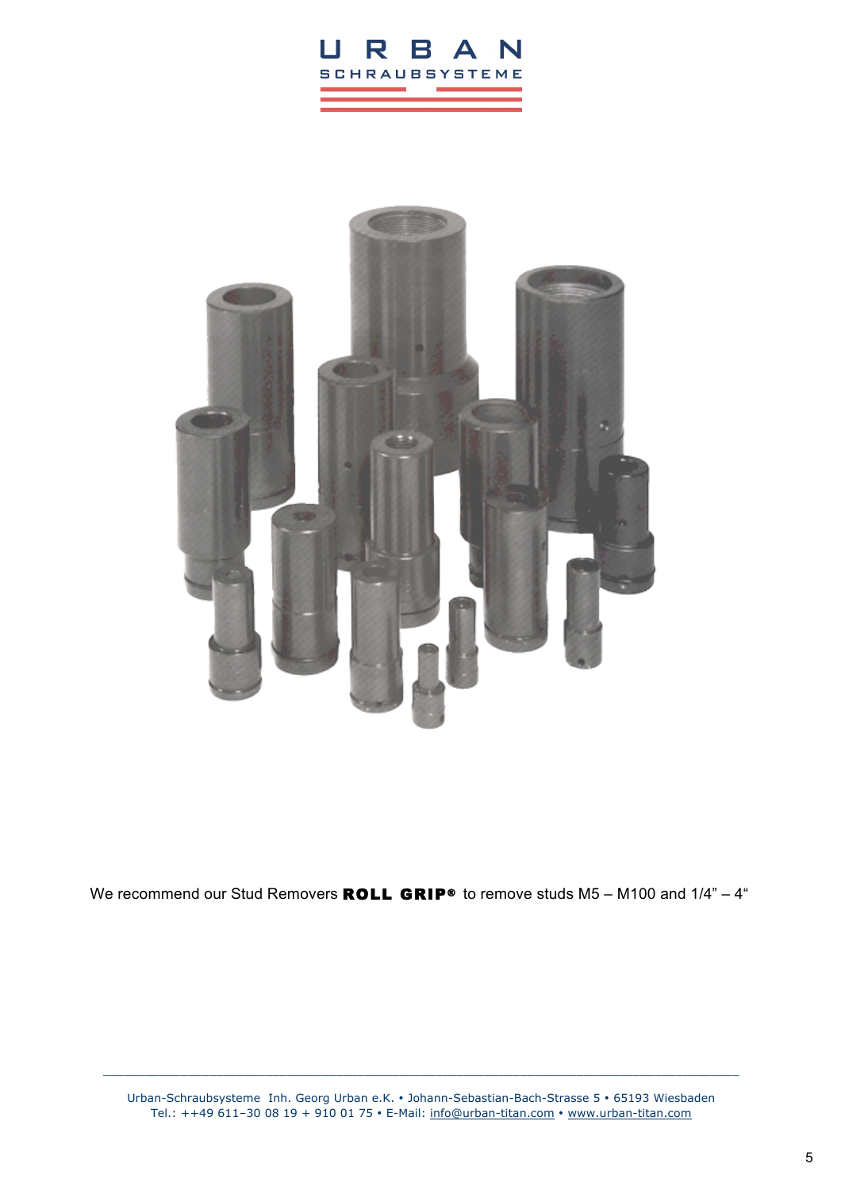We recommend our Stud Removers **ROLL GRIP®** to remove studs M5 – M100 and 1/4" – 4"